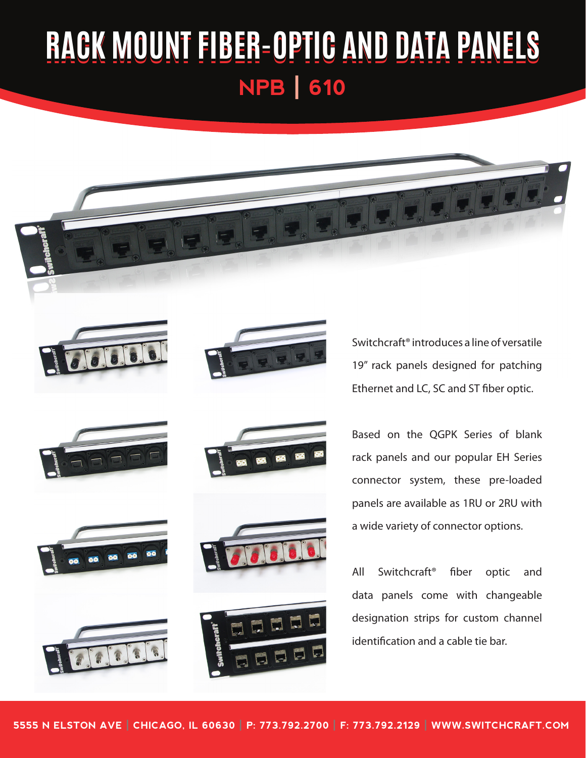# RACK MOUNT FIBER-OPTIC AND DATA PANELS

## NPB | 610

Switchcraft® introduces a line of versatile 19" rack panels designed for patching Ethernet and LC, SC and ST fiber optic.

Based on the QGPK Series of blank rack panels and our popular EH Series connector system, these pre-loaded panels are available as 1RU or 2RU with a wide variety of connector options.

All Switchcraft® fiber optic and data panels come with changeable designation strips for custom channel identification and a cable tie bar.

**5555 N ELSTON AVE | CHICAGO, IL 60630 | P: 773.792.2700 | F: 773.792.2129 | WWW.SWITCHCRAFT.COM**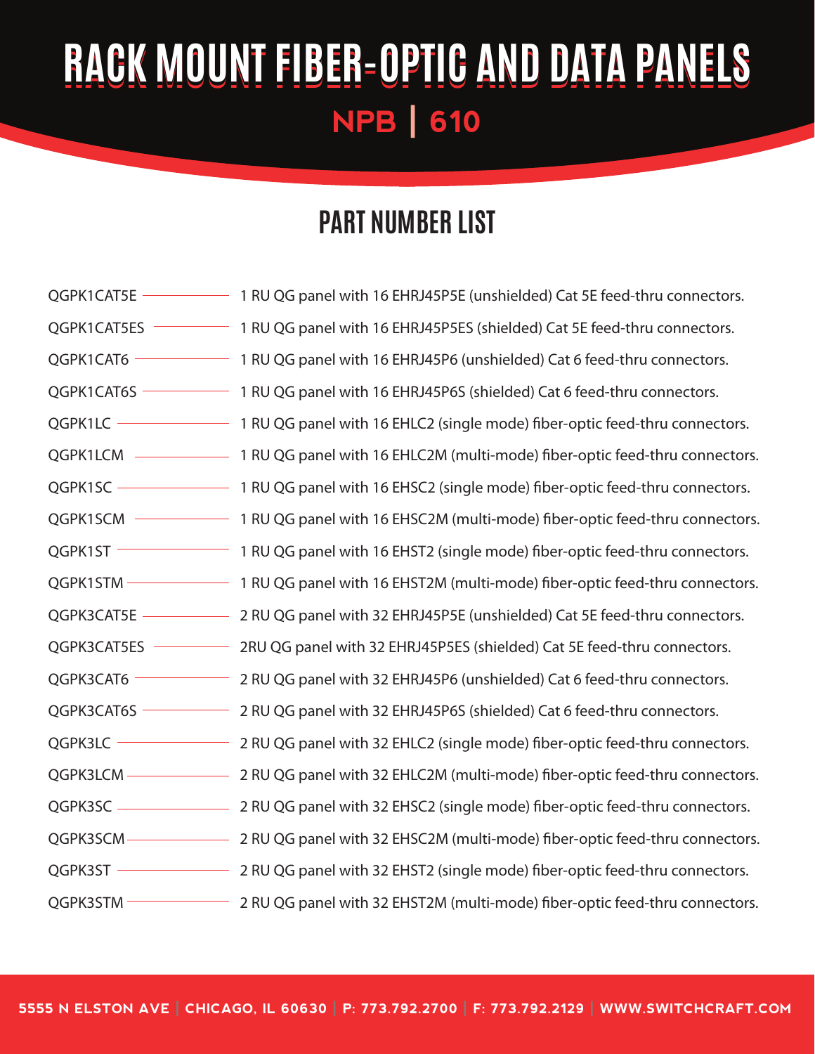# RACK MOUNT FIBER-OPTIC AND DATA PANELS

## NPB | 610

## PART NUMBER LIST

| | |
|---|---|
| QGPK1CAT5E | 1 RU QG panel with 16 EHRJ45P5E (unshielded) Cat 5E feed-thru connectors. |
| QGPK1CAT5ES | 1 RU QG panel with 16 EHRJ45P5ES (shielded) Cat 5E feed-thru connectors. |
| QGPK1CAT6 | 1 RU QG panel with 16 EHRJ45P6 (unshielded) Cat 6 feed-thru connectors. |
| QGPK1CAT6S | 1 RU QG panel with 16 EHRJ45P6S (shielded) Cat 6 feed-thru connectors. |
| QGPK1LC | 1 RU QG panel with 16 EHLC2 (single mode) fiber-optic feed-thru connectors. |
| QGPK1LCM | 1 RU QG panel with 16 EHLC2M (multi-mode) fiber-optic feed-thru connectors. |
| QGPK1SC | 1 RU QG panel with 16 EHSC2 (single mode) fiber-optic feed-thru connectors. |
| QGPK1SCM | 1 RU QG panel with 16 EHSC2M (multi-mode) fiber-optic feed-thru connectors. |
| QGPK1ST | 1 RU QG panel with 16 EHST2 (single mode) fiber-optic feed-thru connectors. |
| QGPK1STM | 1 RU QG panel with 16 EHST2M (multi-mode) fiber-optic feed-thru connectors. |
| QGPK3CAT5E | 2 RU QG panel with 32 EHRJ45P5E (unshielded) Cat 5E feed-thru connectors. |
| QGPK3CAT5ES | 2RU QG panel with 32 EHRJ45P5ES (shielded) Cat 5E feed-thru connectors. |
| QGPK3CAT6 | 2 RU QG panel with 32 EHRJ45P6 (unshielded) Cat 6 feed-thru connectors. |
| QGPK3CAT6S | 2 RU QG panel with 32 EHRJ45P6S (shielded) Cat 6 feed-thru connectors. |
| QGPK3LC | 2 RU QG panel with 32 EHLC2 (single mode) fiber-optic feed-thru connectors. |
| QGPK3LCM | 2 RU QG panel with 32 EHLC2M (multi-mode) fiber-optic feed-thru connectors. |
| QGPK3SC | 2 RU QG panel with 32 EHSC2 (single mode) fiber-optic feed-thru connectors. |
| QGPK3SCM | 2 RU QG panel with 32 EHSC2M (multi-mode) fiber-optic feed-thru connectors. |
| QGPK3ST | 2 RU QG panel with 32 EHST2 (single mode) fiber-optic feed-thru connectors. |
| QGPK3STM | 2 RU QG panel with 32 EHST2M (multi-mode) fiber-optic feed-thru connectors. |

5555 N ELSTON AVE | CHICAGO, IL 60630 | P: 773.792.2700 | F: 773.792.2129 | WWW.SWITCHCRAFT.COM